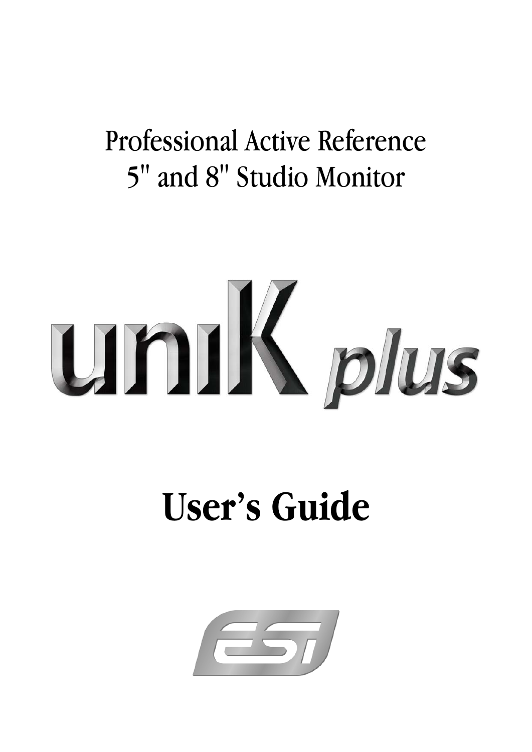Professional Active Reference
5" and 8" Studio Monitor

# unik plus

# User's Guide

ESI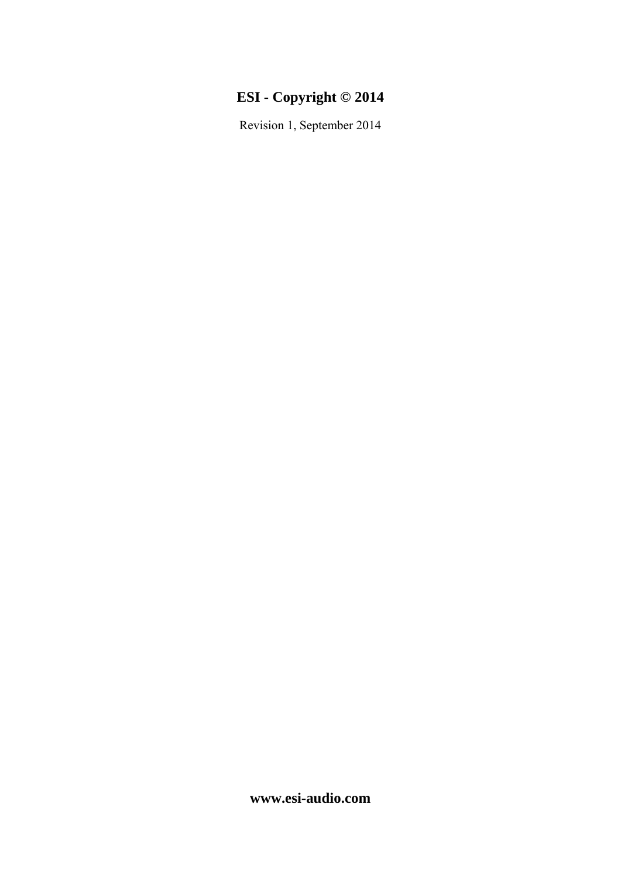**ESI - Copyright © 2014**

Revision 1, September 2014

**www.esi-audio.com**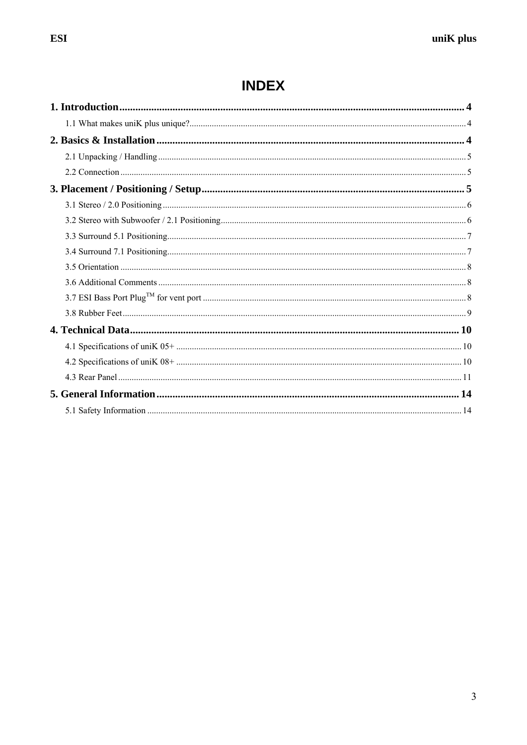# INDEX

**1. Introduction** .......... 4

- 1.1 What makes uniK plus unique? .......... 4

**2. Basics & Installation** .......... 4

- 2.1 Unpacking / Handling .......... 5
- 2.2 Connection .......... 5

**3. Placement / Positioning / Setup** .......... 5

- 3.1 Stereo / 2.0 Positioning .......... 6
- 3.2 Stereo with Subwoofer / 2.1 Positioning .......... 6
- 3.3 Surround 5.1 Positioning .......... 7
- 3.4 Surround 7.1 Positioning .......... 7
- 3.5 Orientation .......... 8
- 3.6 Additional Comments .......... 8
- 3.7 ESI Bass Port Plug™ for vent port .......... 8
- 3.8 Rubber Feet .......... 9

**4. Technical Data** .......... 10

- 4.1 Specifications of uniK 05+ .......... 10
- 4.2 Specifications of uniK 08+ .......... 10
- 4.3 Rear Panel .......... 11

**5. General Information** .......... 14

- 5.1 Safety Information .......... 14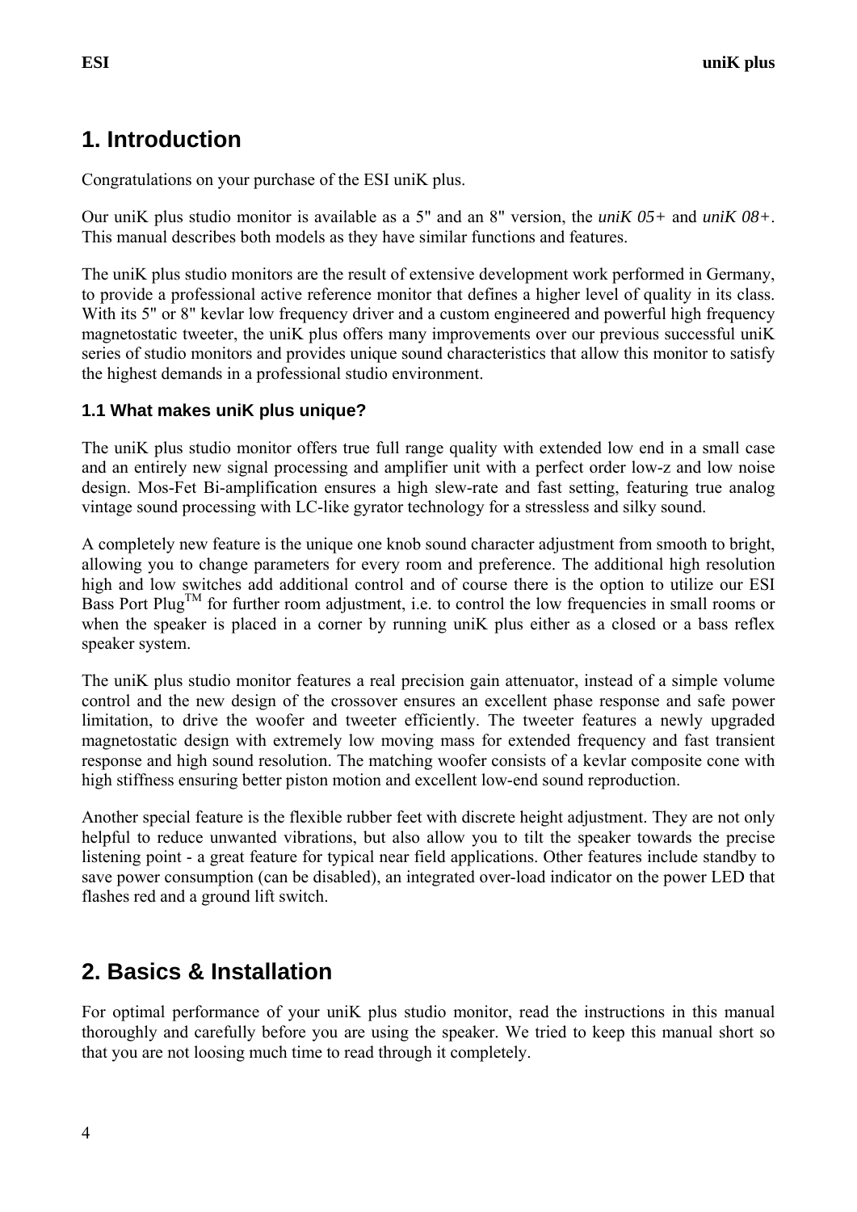# 1. Introduction

Congratulations on your purchase of the ESI uniK plus.

Our uniK plus studio monitor is available as a 5" and an 8" version, the *uniK 05+* and *uniK 08+*. This manual describes both models as they have similar functions and features.

The uniK plus studio monitors are the result of extensive development work performed in Germany, to provide a professional active reference monitor that defines a higher level of quality in its class. With its 5" or 8" kevlar low frequency driver and a custom engineered and powerful high frequency magnetostatic tweeter, the uniK plus offers many improvements over our previous successful uniK series of studio monitors and provides unique sound characteristics that allow this monitor to satisfy the highest demands in a professional studio environment.

## 1.1 What makes uniK plus unique?

The uniK plus studio monitor offers true full range quality with extended low end in a small case and an entirely new signal processing and amplifier unit with a perfect order low-z and low noise design. Mos-Fet Bi-amplification ensures a high slew-rate and fast setting, featuring true analog vintage sound processing with LC-like gyrator technology for a stressless and silky sound.

A completely new feature is the unique one knob sound character adjustment from smooth to bright, allowing you to change parameters for every room and preference. The additional high resolution high and low switches add additional control and of course there is the option to utilize our ESI Bass Port Plug™ for further room adjustment, i.e. to control the low frequencies in small rooms or when the speaker is placed in a corner by running uniK plus either as a closed or a bass reflex speaker system.

The uniK plus studio monitor features a real precision gain attenuator, instead of a simple volume control and the new design of the crossover ensures an excellent phase response and safe power limitation, to drive the woofer and tweeter efficiently. The tweeter features a newly upgraded magnetostatic design with extremely low moving mass for extended frequency and fast transient response and high sound resolution. The matching woofer consists of a kevlar composite cone with high stiffness ensuring better piston motion and excellent low-end sound reproduction.

Another special feature is the flexible rubber feet with discrete height adjustment. They are not only helpful to reduce unwanted vibrations, but also allow you to tilt the speaker towards the precise listening point - a great feature for typical near field applications. Other features include standby to save power consumption (can be disabled), an integrated over-load indicator on the power LED that flashes red and a ground lift switch.

# 2. Basics & Installation

For optimal performance of your uniK plus studio monitor, read the instructions in this manual thoroughly and carefully before you are using the speaker. We tried to keep this manual short so that you are not loosing much time to read through it completely.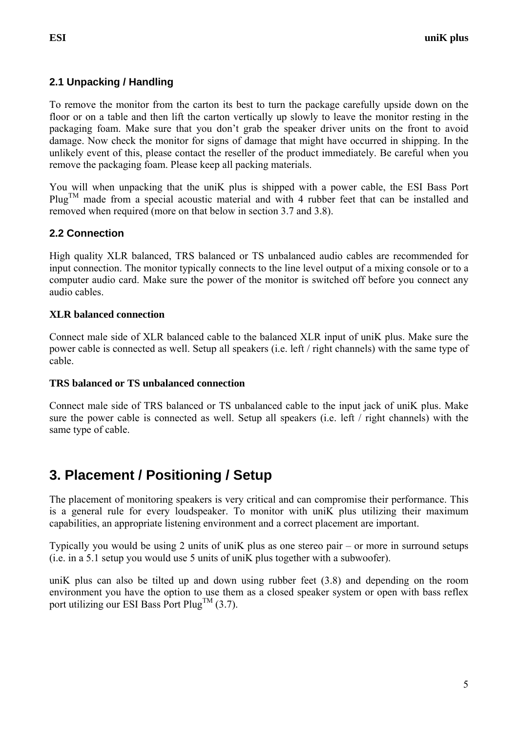### 2.1 Unpacking / Handling

To remove the monitor from the carton its best to turn the package carefully upside down on the floor or on a table and then lift the carton vertically up slowly to leave the monitor resting in the packaging foam. Make sure that you don't grab the speaker driver units on the front to avoid damage. Now check the monitor for signs of damage that might have occurred in shipping. In the unlikely event of this, please contact the reseller of the product immediately. Be careful when you remove the packaging foam. Please keep all packing materials.

You will when unpacking that the uniK plus is shipped with a power cable, the ESI Bass Port Plug™ made from a special acoustic material and with 4 rubber feet that can be installed and removed when required (more on that below in section 3.7 and 3.8).

### 2.2 Connection

High quality XLR balanced, TRS balanced or TS unbalanced audio cables are recommended for input connection. The monitor typically connects to the line level output of a mixing console or to a computer audio card. Make sure the power of the monitor is switched off before you connect any audio cables.

**XLR balanced connection**

Connect male side of XLR balanced cable to the balanced XLR input of uniK plus. Make sure the power cable is connected as well. Setup all speakers (i.e. left / right channels) with the same type of cable.

**TRS balanced or TS unbalanced connection**

Connect male side of TRS balanced or TS unbalanced cable to the input jack of uniK plus. Make sure the power cable is connected as well. Setup all speakers (i.e. left / right channels) with the same type of cable.

## 3. Placement / Positioning / Setup

The placement of monitoring speakers is very critical and can compromise their performance. This is a general rule for every loudspeaker. To monitor with uniK plus utilizing their maximum capabilities, an appropriate listening environment and a correct placement are important.

Typically you would be using 2 units of uniK plus as one stereo pair – or more in surround setups (i.e. in a 5.1 setup you would use 5 units of uniK plus together with a subwoofer).

uniK plus can also be tilted up and down using rubber feet (3.8) and depending on the room environment you have the option to use them as a closed speaker system or open with bass reflex port utilizing our ESI Bass Port Plug™ (3.7).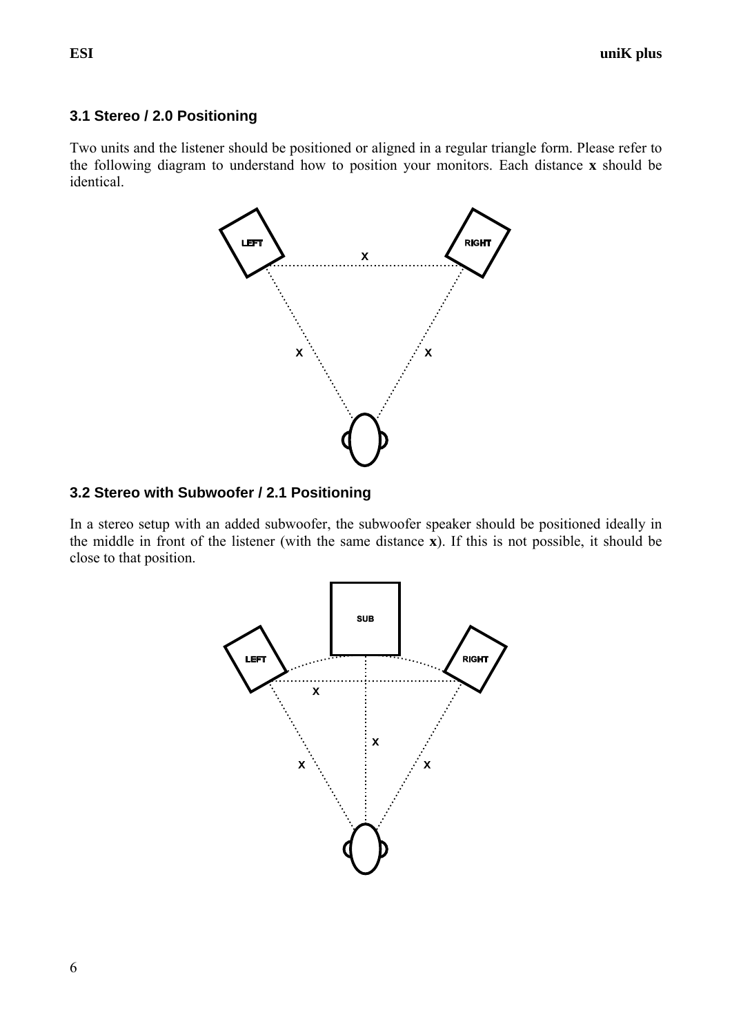### 3.1 Stereo / 2.0 Positioning

Two units and the listener should be positioned or aligned in a regular triangle form. Please refer to the following diagram to understand how to position your monitors. Each distance **x** should be identical.

### 3.2 Stereo with Subwoofer / 2.1 Positioning

In a stereo setup with an added subwoofer, the subwoofer speaker should be positioned ideally in the middle in front of the listener (with the same distance **x**). If this is not possible, it should be close to that position.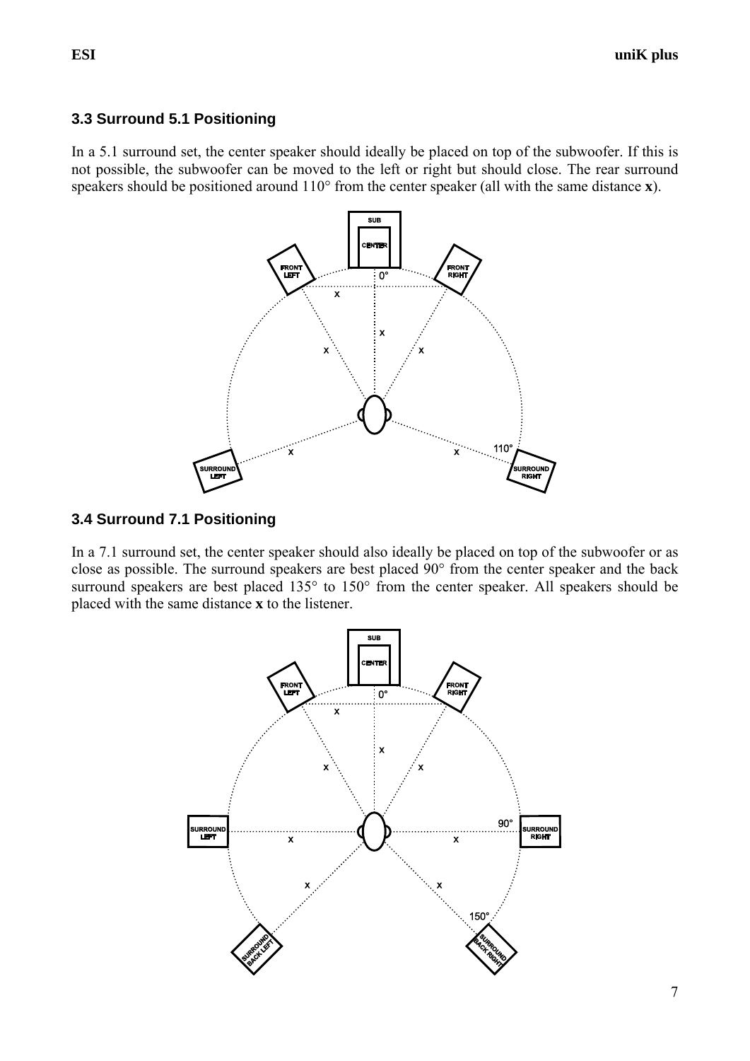### 3.3 Surround 5.1 Positioning

In a 5.1 surround set, the center speaker should ideally be placed on top of the subwoofer. If this is not possible, the subwoofer can be moved to the left or right but should close. The rear surround speakers should be positioned around 110° from the center speaker (all with the same distance **x**).

### 3.4 Surround 7.1 Positioning

In a 7.1 surround set, the center speaker should also ideally be placed on top of the subwoofer or as close as possible. The surround speakers are best placed 90° from the center speaker and the back surround speakers are best placed 135° to 150° from the center speaker. All speakers should be placed with the same distance **x** to the listener.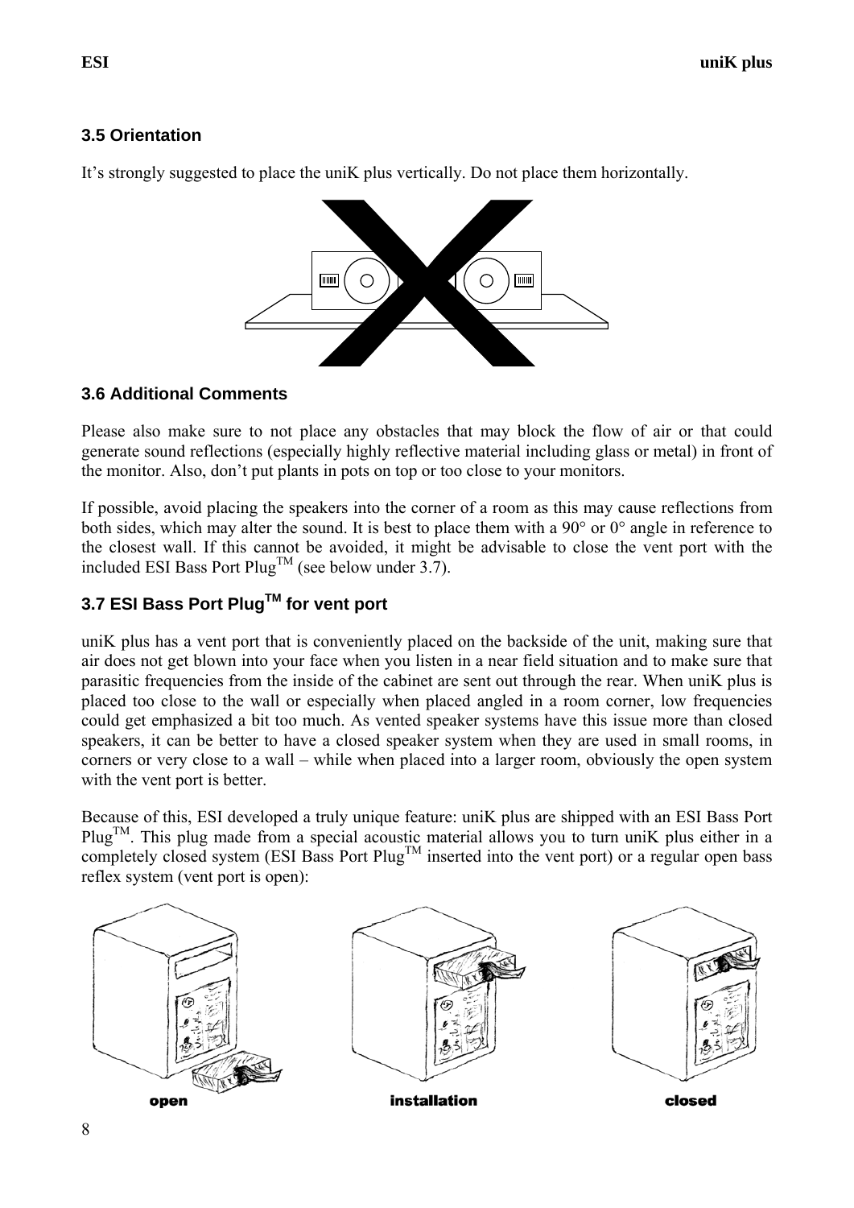### 3.5 Orientation

It's strongly suggested to place the uniK plus vertically. Do not place them horizontally.

### 3.6 Additional Comments

Please also make sure to not place any obstacles that may block the flow of air or that could generate sound reflections (especially highly reflective material including glass or metal) in front of the monitor. Also, don't put plants in pots on top or too close to your monitors.

If possible, avoid placing the speakers into the corner of a room as this may cause reflections from both sides, which may alter the sound. It is best to place them with a 90° or 0° angle in reference to the closest wall. If this cannot be avoided, it might be advisable to close the vent port with the included ESI Bass Port Plug™ (see below under 3.7).

### 3.7 ESI Bass Port Plug™ for vent port

uniK plus has a vent port that is conveniently placed on the backside of the unit, making sure that air does not get blown into your face when you listen in a near field situation and to make sure that parasitic frequencies from the inside of the cabinet are sent out through the rear. When uniK plus is placed too close to the wall or especially when placed angled in a room corner, low frequencies could get emphasized a bit too much. As vented speaker systems have this issue more than closed speakers, it can be better to have a closed speaker system when they are used in small rooms, in corners or very close to a wall – while when placed into a larger room, obviously the open system with the vent port is better.

Because of this, ESI developed a truly unique feature: uniK plus are shipped with an ESI Bass Port Plug™. This plug made from a special acoustic material allows you to turn uniK plus either in a completely closed system (ESI Bass Port Plug™ inserted into the vent port) or a regular open bass reflex system (vent port is open):

open | installation | closed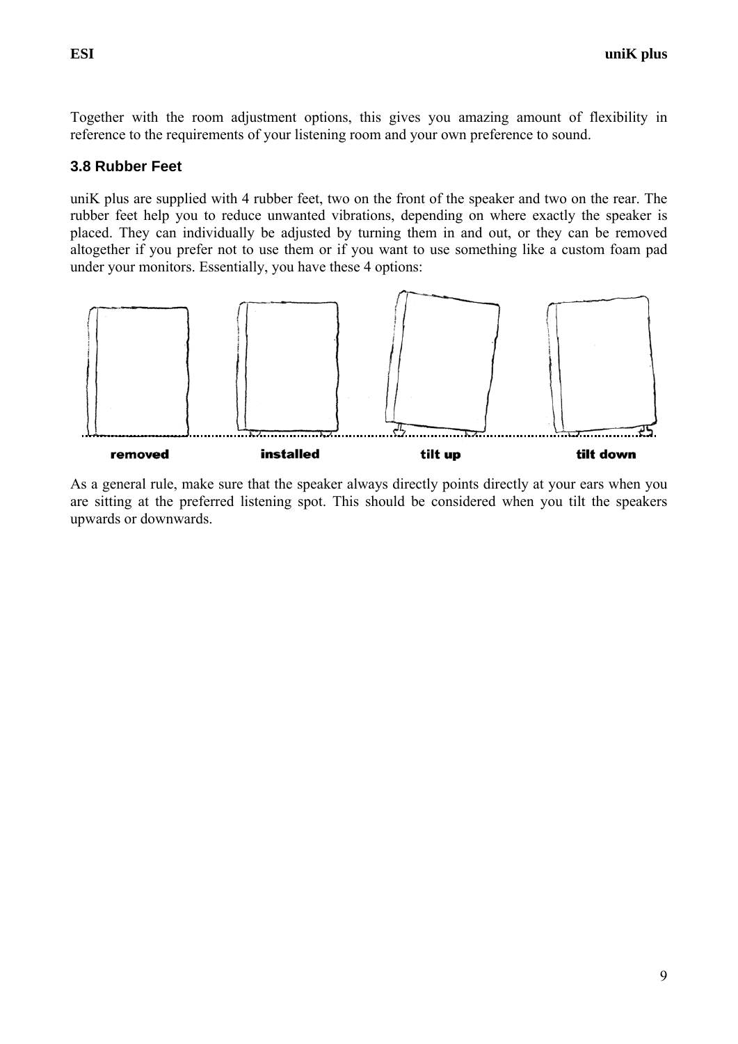Together with the room adjustment options, this gives you amazing amount of flexibility in reference to the requirements of your listening room and your own preference to sound.

### 3.8 Rubber Feet

uniK plus are supplied with 4 rubber feet, two on the front of the speaker and two on the rear. The rubber feet help you to reduce unwanted vibrations, depending on where exactly the speaker is placed. They can individually be adjusted by turning them in and out, or they can be removed altogether if you prefer not to use them or if you want to use something like a custom foam pad under your monitors. Essentially, you have these 4 options:

**removed** **installed** **tilt up** **tilt down**

As a general rule, make sure that the speaker always directly points directly at your ears when you are sitting at the preferred listening spot. This should be considered when you tilt the speakers upwards or downwards.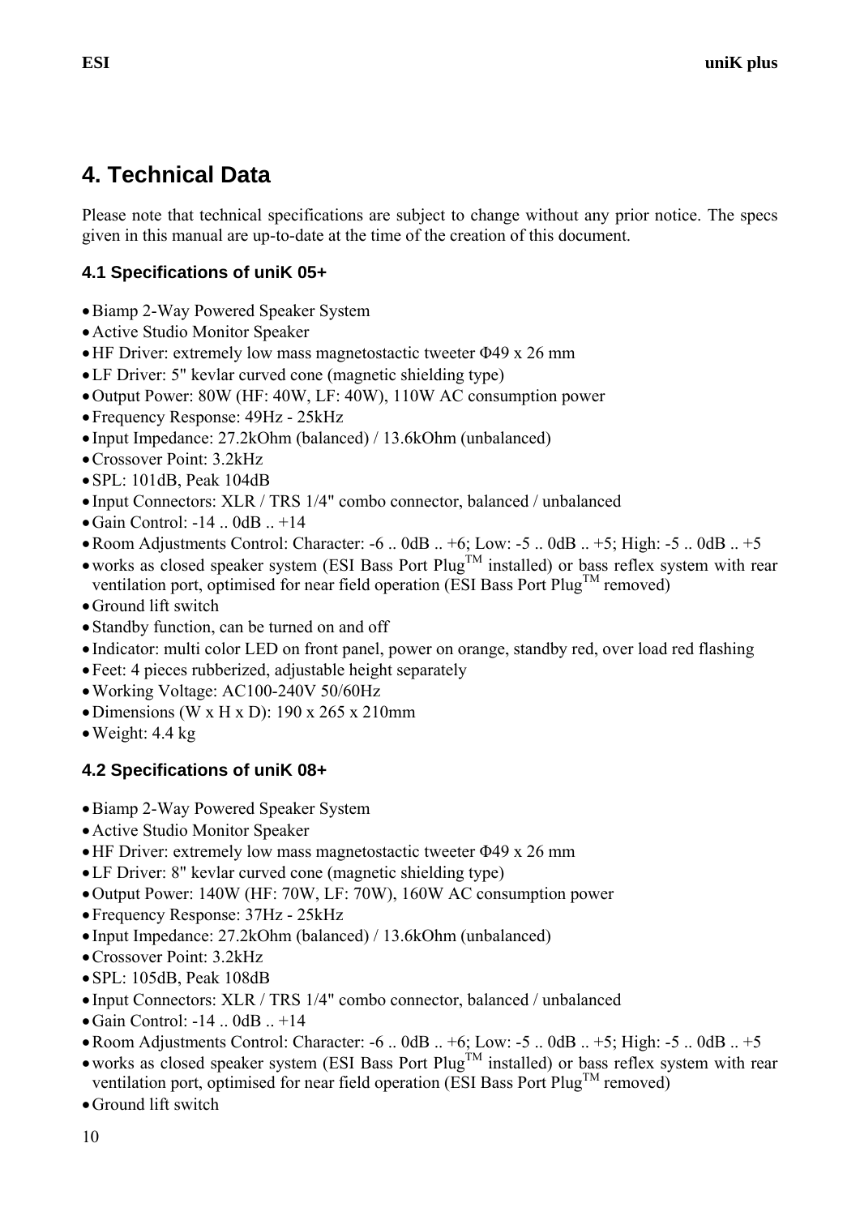# 4. Technical Data

Please note that technical specifications are subject to change without any prior notice. The specs given in this manual are up-to-date at the time of the creation of this document.

## 4.1 Specifications of uniK 05+

- Biamp 2-Way Powered Speaker System
- Active Studio Monitor Speaker
- HF Driver: extremely low mass magnetostactic tweeter Φ49 x 26 mm
- LF Driver: 5" kevlar curved cone (magnetic shielding type)
- Output Power: 80W (HF: 40W, LF: 40W), 110W AC consumption power
- Frequency Response: 49Hz - 25kHz
- Input Impedance: 27.2kOhm (balanced) / 13.6kOhm (unbalanced)
- Crossover Point: 3.2kHz
- SPL: 101dB, Peak 104dB
- Input Connectors: XLR / TRS 1/4" combo connector, balanced / unbalanced
- Gain Control: -14 .. 0dB .. +14
- Room Adjustments Control: Character: -6 .. 0dB .. +6; Low: -5 .. 0dB .. +5; High: -5 .. 0dB .. +5
- works as closed speaker system (ESI Bass Port Plug™ installed) or bass reflex system with rear ventilation port, optimised for near field operation (ESI Bass Port Plug™ removed)
- Ground lift switch
- Standby function, can be turned on and off
- Indicator: multi color LED on front panel, power on orange, standby red, over load red flashing
- Feet: 4 pieces rubberized, adjustable height separately
- Working Voltage: AC100-240V 50/60Hz
- Dimensions (W x H x D): 190 x 265 x 210mm
- Weight: 4.4 kg

## 4.2 Specifications of uniK 08+

- Biamp 2-Way Powered Speaker System
- Active Studio Monitor Speaker
- HF Driver: extremely low mass magnetostactic tweeter Φ49 x 26 mm
- LF Driver: 8" kevlar curved cone (magnetic shielding type)
- Output Power: 140W (HF: 70W, LF: 70W), 160W AC consumption power
- Frequency Response: 37Hz - 25kHz
- Input Impedance: 27.2kOhm (balanced) / 13.6kOhm (unbalanced)
- Crossover Point: 3.2kHz
- SPL: 105dB, Peak 108dB
- Input Connectors: XLR / TRS 1/4" combo connector, balanced / unbalanced
- Gain Control: -14 .. 0dB .. +14
- Room Adjustments Control: Character: -6 .. 0dB .. +6; Low: -5 .. 0dB .. +5; High: -5 .. 0dB .. +5
- works as closed speaker system (ESI Bass Port Plug™ installed) or bass reflex system with rear ventilation port, optimised for near field operation (ESI Bass Port Plug™ removed)
- Ground lift switch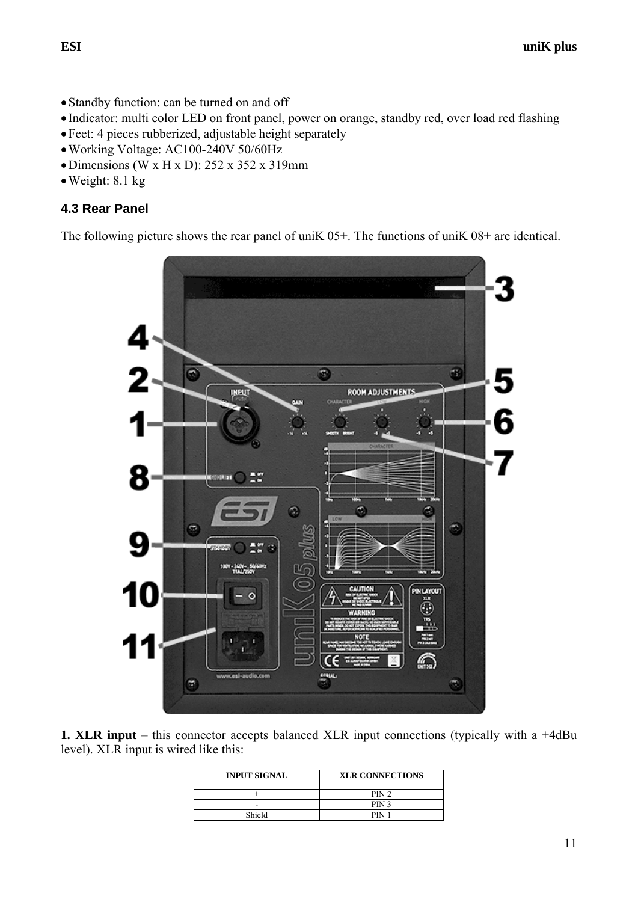- Standby function: can be turned on and off
- Indicator: multi color LED on front panel, power on orange, standby red, over load red flashing
- Feet: 4 pieces rubberized, adjustable height separately
- Working Voltage: AC100-240V 50/60Hz
- Dimensions (W x H x D): 252 x 352 x 319mm
- Weight: 8.1 kg

### 4.3 Rear Panel

The following picture shows the rear panel of uniK 05+. The functions of uniK 08+ are identical.

**1. XLR input** – this connector accepts balanced XLR input connections (typically with a +4dBu level). XLR input is wired like this:

| INPUT SIGNAL | XLR CONNECTIONS |
|---|---|
| + | PIN 2 |
| - | PIN 3 |
| Shield | PIN 1 |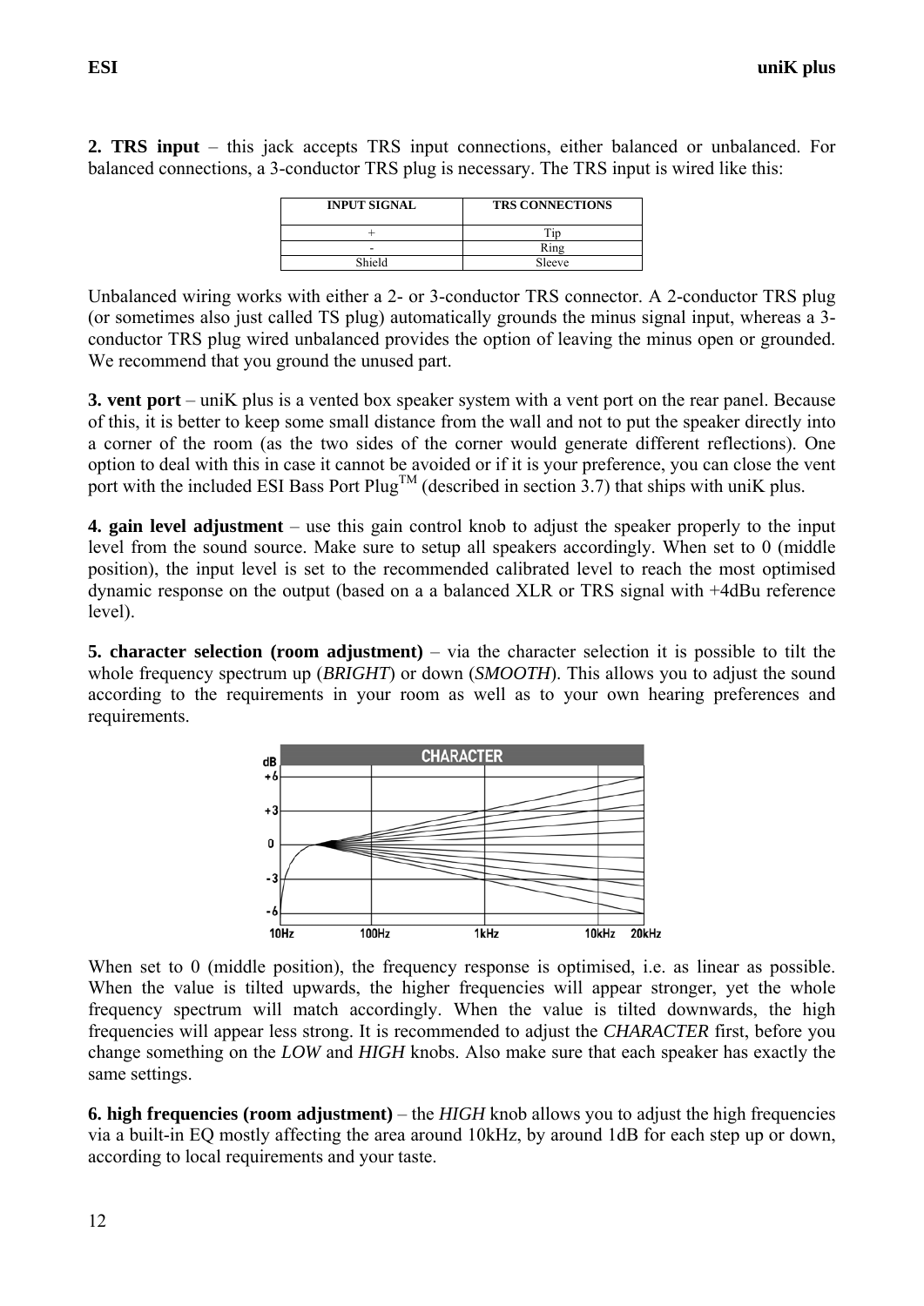**2. TRS input** – this jack accepts TRS input connections, either balanced or unbalanced. For balanced connections, a 3-conductor TRS plug is necessary. The TRS input is wired like this:

| INPUT SIGNAL | TRS CONNECTIONS |
|---|---|
| + | Tip |
| - | Ring |
| Shield | Sleeve |

Unbalanced wiring works with either a 2- or 3-conductor TRS connector. A 2-conductor TRS plug (or sometimes also just called TS plug) automatically grounds the minus signal input, whereas a 3-conductor TRS plug wired unbalanced provides the option of leaving the minus open or grounded. We recommend that you ground the unused part.

**3. vent port** – uniK plus is a vented box speaker system with a vent port on the rear panel. Because of this, it is better to keep some small distance from the wall and not to put the speaker directly into a corner of the room (as the two sides of the corner would generate different reflections). One option to deal with this in case it cannot be avoided or if it is your preference, you can close the vent port with the included ESI Bass Port Plug™ (described in section 3.7) that ships with uniK plus.

**4. gain level adjustment** – use this gain control knob to adjust the speaker properly to the input level from the sound source. Make sure to setup all speakers accordingly. When set to 0 (middle position), the input level is set to the recommended calibrated level to reach the most optimised dynamic response on the output (based on a a balanced XLR or TRS signal with +4dBu reference level).

**5. character selection (room adjustment)** – via the character selection it is possible to tilt the whole frequency spectrum up (*BRIGHT*) or down (*SMOOTH*). This allows you to adjust the sound according to the requirements in your room as well as to your own hearing preferences and requirements.

When set to 0 (middle position), the frequency response is optimised, i.e. as linear as possible. When the value is tilted upwards, the higher frequencies will appear stronger, yet the whole frequency spectrum will match accordingly. When the value is tilted downwards, the high frequencies will appear less strong. It is recommended to adjust the *CHARACTER* first, before you change something on the *LOW* and *HIGH* knobs. Also make sure that each speaker has exactly the same settings.

**6. high frequencies (room adjustment)** – the *HIGH* knob allows you to adjust the high frequencies via a built-in EQ mostly affecting the area around 10kHz, by around 1dB for each step up or down, according to local requirements and your taste.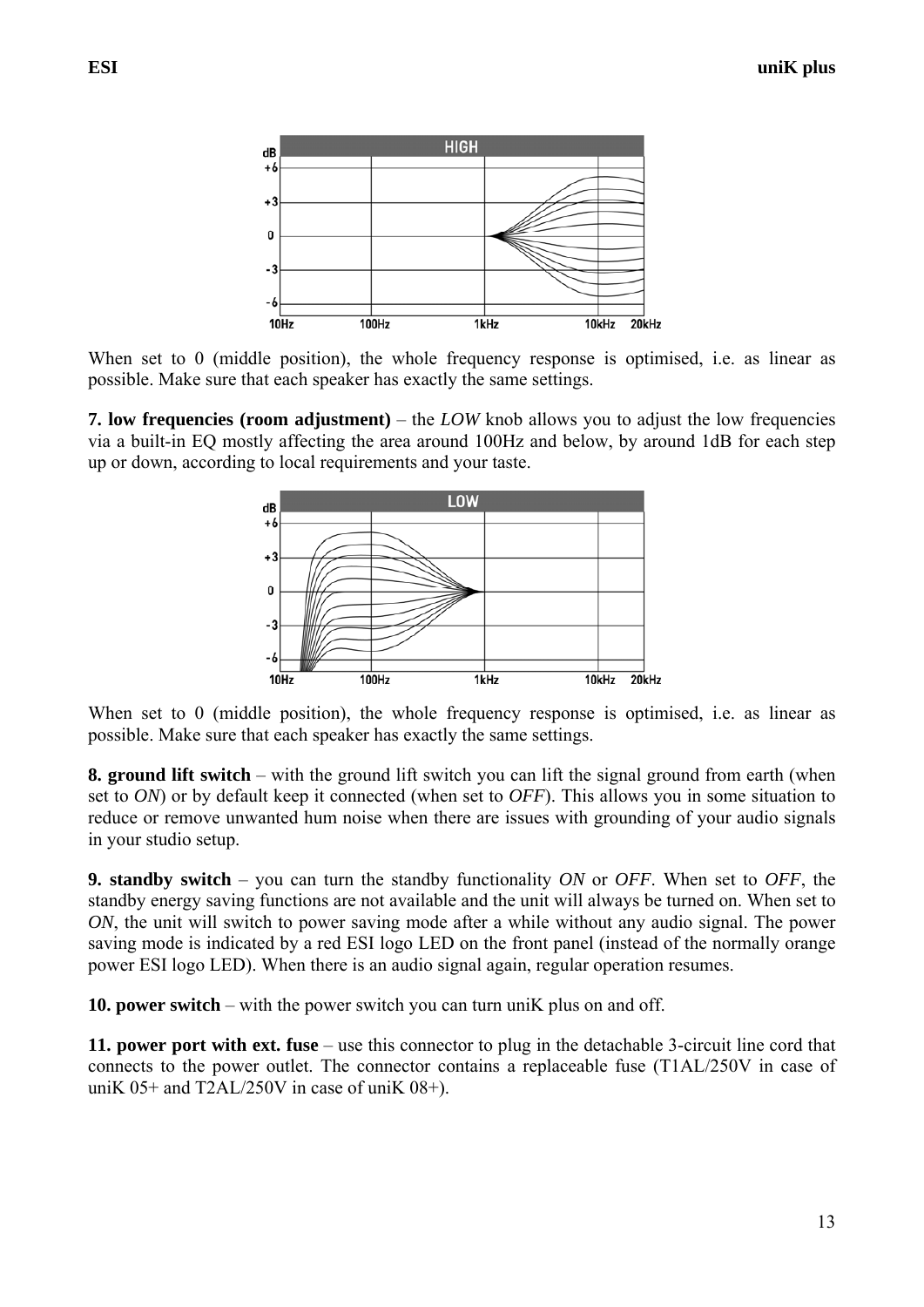When set to 0 (middle position), the whole frequency response is optimised, i.e. as linear as possible. Make sure that each speaker has exactly the same settings.

**7. low frequencies (room adjustment)** – the *LOW* knob allows you to adjust the low frequencies via a built-in EQ mostly affecting the area around 100Hz and below, by around 1dB for each step up or down, according to local requirements and your taste.

When set to 0 (middle position), the whole frequency response is optimised, i.e. as linear as possible. Make sure that each speaker has exactly the same settings.

**8. ground lift switch** – with the ground lift switch you can lift the signal ground from earth (when set to *ON*) or by default keep it connected (when set to *OFF*). This allows you in some situation to reduce or remove unwanted hum noise when there are issues with grounding of your audio signals in your studio setup.

**9. standby switch** – you can turn the standby functionality *ON* or *OFF*. When set to *OFF*, the standby energy saving functions are not available and the unit will always be turned on. When set to *ON*, the unit will switch to power saving mode after a while without any audio signal. The power saving mode is indicated by a red ESI logo LED on the front panel (instead of the normally orange power ESI logo LED). When there is an audio signal again, regular operation resumes.

**10. power switch** – with the power switch you can turn uniK plus on and off.

**11. power port with ext. fuse** – use this connector to plug in the detachable 3-circuit line cord that connects to the power outlet. The connector contains a replaceable fuse (T1AL/250V in case of uniK 05+ and T2AL/250V in case of uniK 08+).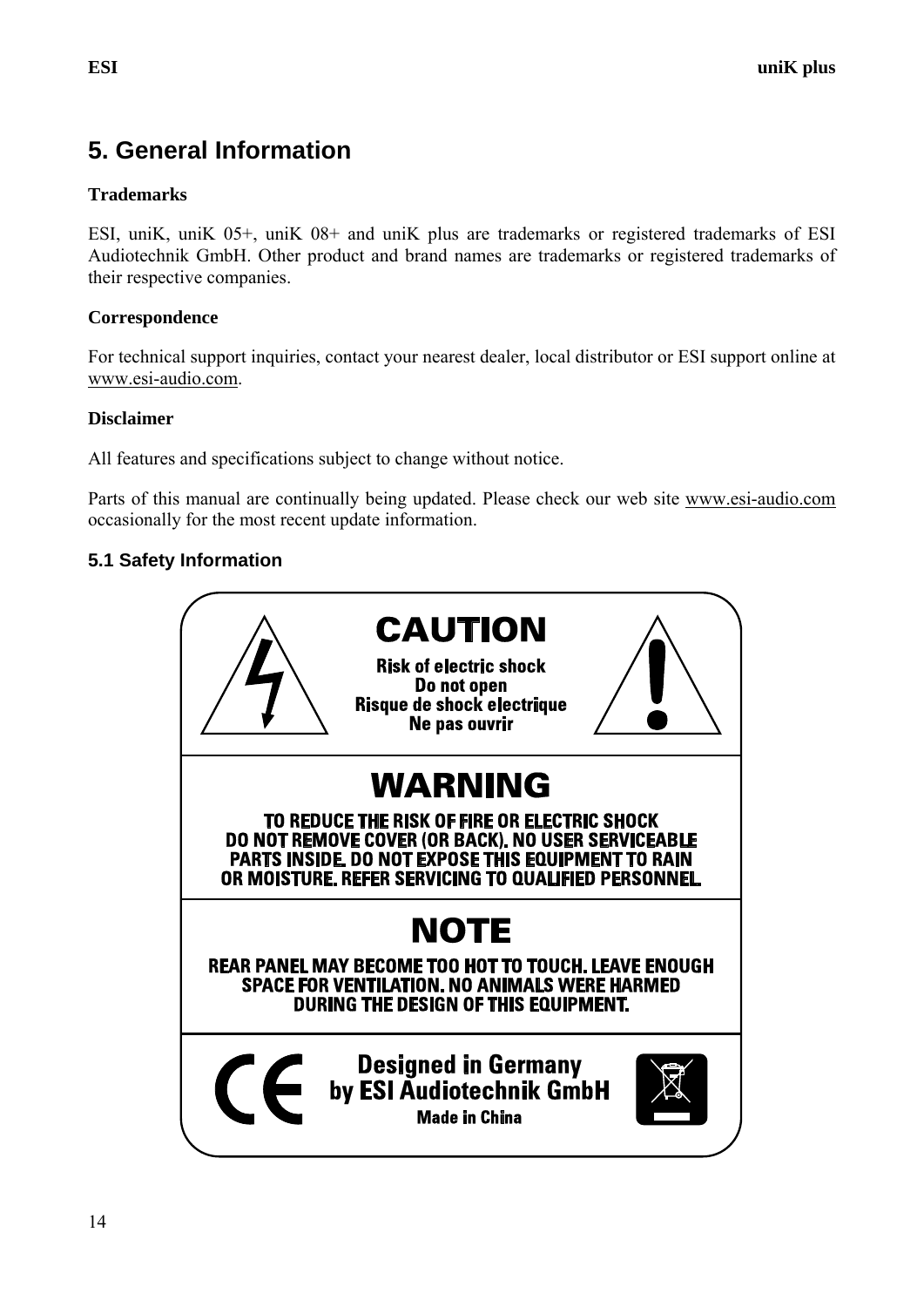# 5. General Information

**Trademarks**

ESI, uniK, uniK 05+, uniK 08+ and uniK plus are trademarks or registered trademarks of ESI Audiotechnik GmbH. Other product and brand names are trademarks or registered trademarks of their respective companies.

**Correspondence**

For technical support inquiries, contact your nearest dealer, local distributor or ESI support online at www.esi-audio.com.

**Disclaimer**

All features and specifications subject to change without notice.

Parts of this manual are continually being updated. Please check our web site www.esi-audio.com occasionally for the most recent update information.

## 5.1 Safety Information

**CAUTION**

Risk of electric shock
Do not open
Risque de shock electrique
Ne pas ouvrir

**WARNING**

TO REDUCE THE RISK OF FIRE OR ELECTRIC SHOCK DO NOT REMOVE COVER (OR BACK). NO USER SERVICEABLE PARTS INSIDE. DO NOT EXPOSE THIS EQUIPMENT TO RAIN OR MOISTURE. REFER SERVICING TO QUALIFIED PERSONNEL.

**NOTE**

REAR PANEL MAY BECOME TOO HOT TO TOUCH. LEAVE ENOUGH SPACE FOR VENTILATION. NO ANIMALS WERE HARMED DURING THE DESIGN OF THIS EQUIPMENT.

CE

Designed in Germany
by ESI Audiotechnik GmbH
Made in China